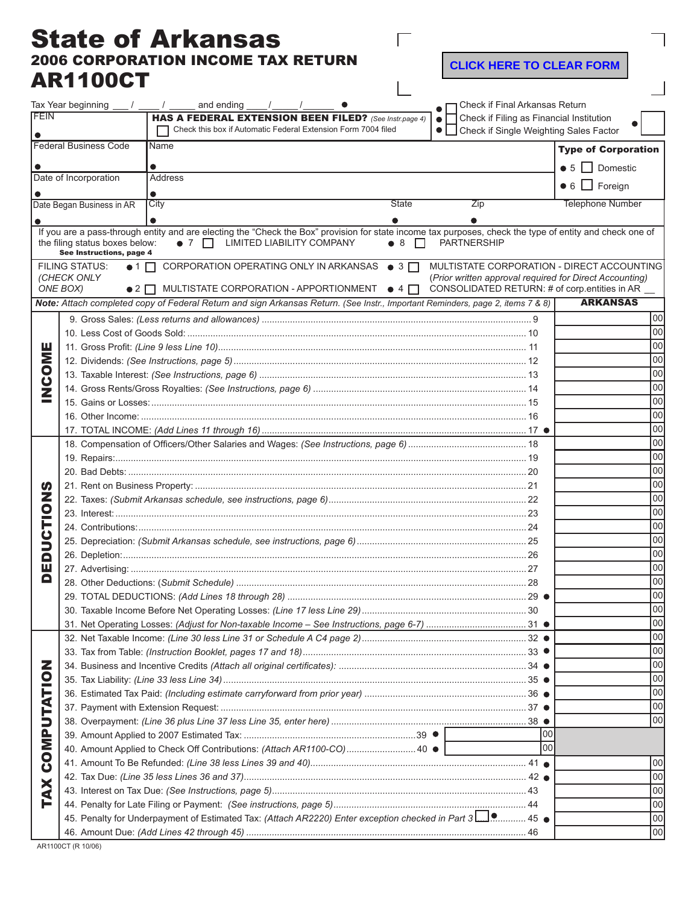# State of Arkansas
## 2006 CORPORATION INCOME TAX RETURN
## AR1100CT

CLICK HERE TO CLEAR FORM

Tax Year beginning ___ / ____ / _____ and ending ____/_____/______ ●

● ☐ Check if Final Arkansas Return
● ☐ Check if Filing as Financial Institution
● ☐ Check if Single Weighting Sales Factor ●

FEIN ●

**HAS A FEDERAL EXTENSION BEEN FILED?** *(See Instr.page 4)*
☐ Check this box if Automatic Federal Extension Form 7004 filed

Federal Business Code ●

Name ●

Date of Incorporation ●

Address ●

Date Began Business in AR ●

City ● | State ● | Zip ● | Telephone Number

**Type of Corporation**
● 5 ☐ Domestic
● 6 ☐ Foreign

If you are a pass-through entity and are electing the "Check the Box" provision for state income tax purposes, check the type of entity and check one of the filing status boxes below: ● 7 ☐ LIMITED LIABILITY COMPANY ● 8 ☐ PARTNERSHIP
**See Instructions, page 4**

FILING STATUS: *(CHECK ONLY ONE BOX)*
● 1 ☐ CORPORATION OPERATING ONLY IN ARKANSAS
● 2 ☐ MULTISTATE CORPORATION - APPORTIONMENT
● 3 ☐ MULTISTATE CORPORATION - DIRECT ACCOUNTING *(Prior written approval required for Direct Accounting)*
● 4 ☐ CONSOLIDATED RETURN: # of corp.entities in AR __

***Note:** Attach completed copy of Federal Return and sign Arkansas Return. (See Instr., Important Reminders, page 2, items 7 & 8)*

| Section | Line | | ARKANSAS |
|---|---|---|---|
| **INCOME** | 9. Gross Sales: *(Less returns and allowances)* | 9 | 00 |
| | 10. Less Cost of Goods Sold: | 10 | 00 |
| | 11. Gross Profit: *(Line 9 less Line 10)* | 11 | 00 |
| | 12. Dividends: *(See Instructions, page 5)* | 12 | 00 |
| | 13. Taxable Interest: *(See Instructions, page 6)* | 13 | 00 |
| | 14. Gross Rents/Gross Royalties: *(See Instructions, page 6)* | 14 | 00 |
| | 15. Gains or Losses: | 15 | 00 |
| | 16. Other Income: | 16 | 00 |
| | 17. TOTAL INCOME: *(Add Lines 11 through 16)* | 17 ● | 00 |
| **DEDUCTIONS** | 18. Compensation of Officers/Other Salaries and Wages: *(See Instructions, page 6)* | 18 | 00 |
| | 19. Repairs: | 19 | 00 |
| | 20. Bad Debts: | 20 | 00 |
| | 21. Rent on Business Property: | 21 | 00 |
| | 22. Taxes: *(Submit Arkansas schedule, see instructions, page 6)* | 22 | 00 |
| | 23. Interest: | 23 | 00 |
| | 24. Contributions: | 24 | 00 |
| | 25. Depreciation: *(Submit Arkansas schedule, see instructions, page 6)* | 25 | 00 |
| | 26. Depletion: | 26 | 00 |
| | 27. Advertising: | 27 | 00 |
| | 28. Other Deductions: *(Submit Schedule)* | 28 | 00 |
| | 29. TOTAL DEDUCTIONS: *(Add Lines 18 through 28)* | 29 ● | 00 |
| | 30. Taxable Income Before Net Operating Losses: *(Line 17 less Line 29)* | 30 | 00 |
| | 31. Net Operating Losses: *(Adjust for Non-taxable Income – See Instructions, page 6-7)* | 31 ● | 00 |
| **TAX COMPUTATION** | 32. Net Taxable Income: *(Line 30 less Line 31 or Schedule A C4 page 2)* | 32 ● | 00 |
| | 33. Tax from Table: *(Instruction Booklet, pages 17 and 18)* | 33 ● | 00 |
| | 34. Business and Incentive Credits *(Attach all original certificates)*: | 34 ● | 00 |
| | 35. Tax Liability: *(Line 33 less Line 34)* | 35 ● | 00 |
| | 36. Estimated Tax Paid: *(Including estimate carryforward from prior year)* | 36 ● | 00 |
| | 37. Payment with Extension Request: | 37 ● | 00 |
| | 38. Overpayment: *(Line 36 plus Line 37 less Line 35, enter here)* | 38 ● | 00 |
| | 39. Amount Applied to 2007 Estimated Tax: ......39 ● 00 | | |
| | 40. Amount Applied to Check Off Contributions: *(Attach AR1100-CO)* ......40 ● 00 | | |
| | 41. Amount To Be Refunded: *(Line 38 less Lines 39 and 40)* | 41 ● | 00 |
| | 42. Tax Due: *(Line 35 less Lines 36 and 37)* | 42 ● | 00 |
| | 43. Interest on Tax Due: *(See Instructions, page 5)* | 43 | 00 |
| | 44. Penalty for Late Filing or Payment: *(See instructions, page 5)* | 44 | 00 |
| | 45. Penalty for Underpayment of Estimated Tax: *(Attach AR2220)* Enter exception checked in Part 3 ☐● | 45 ● | 00 |
| | 46. Amount Due: *(Add Lines 42 through 45)* | 46 | 00 |

AR1100CT (R 10/06)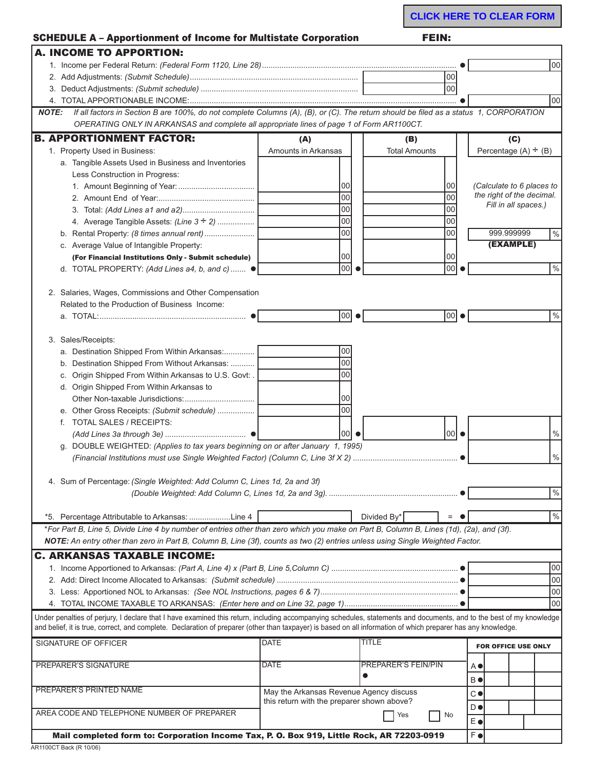CLICK HERE TO CLEAR FORM

## SCHEDULE A – Apportionment of Income for Multistate Corporation

FEIN:

### A. INCOME TO APPORTION:

| | | |
|---|---|---|
| 1. Income per Federal Return: *(Federal Form 1120, Line 28)* | | 00 |
| 2. Add Adjustments: *(Submit Schedule)* | 00 | |
| 3. Deduct Adjustments: *(Submit schedule)* | 00 | |
| 4. TOTAL APPORTIONABLE INCOME: | | 00 |

**NOTE:** *If all factors in Section B are 100%, do not complete Columns (A), (B), or (C). The return should be filed as a status 1, CORPORATION OPERATING ONLY IN ARKANSAS and complete all appropriate lines of page 1 of Form AR1100CT.*

### B. APPORTIONMENT FACTOR:

| | (A) Amounts in Arkansas | (B) Total Amounts | (C) Percentage (A) ÷ (B) |
|---|---|---|---|
| 1. Property Used in Business: | | | |
| a. Tangible Assets Used in Business and Inventories Less Construction in Progress: | | | *(Calculate to 6 places to the right of the decimal. Fill in all spaces.)* |
| 1. Amount Beginning of Year: | 00 | 00 | |
| 2. Amount End of Year: | 00 | 00 | |
| 3. Total: *(Add Lines a1 and a2)* | 00 | 00 | |
| 4. Average Tangible Assets: *(Line 3 ÷ 2)* | 00 | 00 | |
| b. Rental Property: *(8 times annual rent)* | 00 | 00 | 999.999999 % **(EXAMPLE)** |
| c. Average Value of Intangible Property: **(For Financial Institutions Only - Submit schedule)** | 00 | 00 | |
| d. TOTAL PROPERTY: *(Add Lines a4, b, and c)* | 00 | 00 | % |
| 2. Salaries, Wages, Commissions and Other Compensation Related to the Production of Business Income: | | | |
| a. TOTAL: | 00 | 00 | % |
| 3. Sales/Receipts: | | | |
| a. Destination Shipped From Within Arkansas: | 00 | | |
| b. Destination Shipped From Without Arkansas: | 00 | | |
| c. Origin Shipped From Within Arkansas to U.S. Govt: | 00 | | |
| d. Origin Shipped From Within Arkansas to Other Non-taxable Jurisdictions: | 00 | | |
| e. Other Gross Receipts: *(Submit schedule)* | 00 | | |
| f. TOTAL SALES / RECEIPTS: *(Add Lines 3a through 3e)* | 00 | 00 | % |
| g. DOUBLE WEIGHTED: *(Applies to tax years beginning on or after January 1, 1995) (Financial Institutions must use Single Weighted Factor) (Column C, Line 3f X 2)* | | | % |
| 4. Sum of Percentage: *(Single Weighted: Add Column C, Lines 1d, 2a and 3f) (Double Weighted: Add Column C, Lines 1d, 2a and 3g).* | | | % |
| *5. Percentage Attributable to Arkansas: Line 4 | | Divided By* = | % |

*For Part B, Line 5, Divide Line 4 by number of entries other than zero which you make on Part B, Column B, Lines (1d), (2a), and (3f).*

***NOTE:** An entry other than zero in Part B, Column B, Line (3f), counts as two (2) entries unless using Single Weighted Factor.*

### C. ARKANSAS TAXABLE INCOME:

| | |
|---|---|
| 1. Income Apportioned to Arkansas: *(Part A, Line 4) x (Part B, Line 5,Column C)* | 00 |
| 2. Add: Direct Income Allocated to Arkansas: *(Submit schedule)* | 00 |
| 3. Less: Apportioned NOL to Arkansas: *(See NOL Instructions, pages 6 & 7)* | 00 |
| 4. TOTAL INCOME TAXABLE TO ARKANSAS: *(Enter here and on Line 32, page 1)* | 00 |

Under penalties of perjury, I declare that I have examined this return, including accompanying schedules, statements and documents, and to the best of my knowledge and belief, it is true, correct, and complete. Declaration of preparer (other than taxpayer) is based on all information of which preparer has any knowledge.

| | | | |
|---|---|---|---|
| SIGNATURE OF OFFICER | DATE | TITLE | **FOR OFFICE USE ONLY** |
| PREPARER'S SIGNATURE | DATE | PREPARER'S FEIN/PIN | A / B |
| PREPARER'S PRINTED NAME | May the Arkansas Revenue Agency discuss this return with the preparer shown above? | | C / D |
| AREA CODE AND TELEPHONE NUMBER OF PREPARER | Yes | No | E |

**Mail completed form to: Corporation Income Tax, P. O. Box 919, Little Rock, AR 72203-0919** | F

AR1100CT Back (R 10/06)